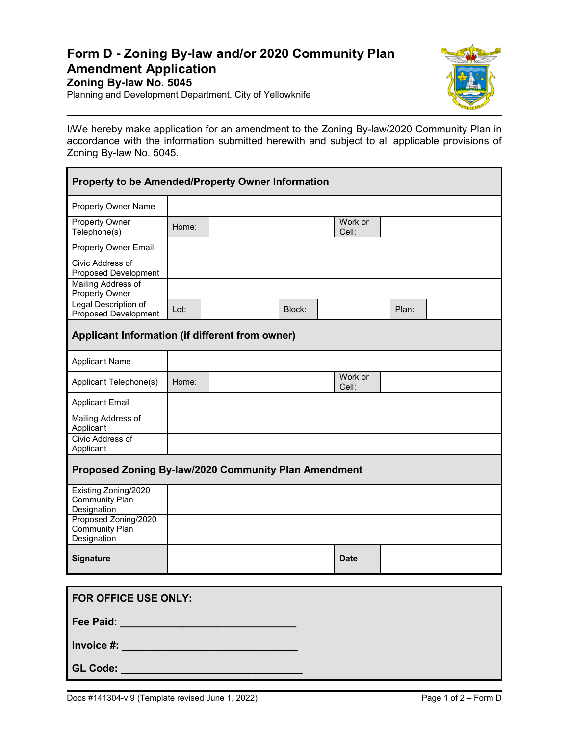# Form D - Zoning By-law and/or 2020 Community Plan Amendment Application

## Zoning By-law No. 5045

Planning and Development Department, City of Yellowknife

I/We hereby make application for an amendment to the Zoning By-law/2020 Community Plan in accordance with the information submitted herewith and subject to all applicable provisions of Zoning By-law No. 5045.

| **Property to be Amended/Property Owner Information** | | | | | | |
|---|---|---|---|---|---|---|
| Property Owner Name | | | | | | |
| Property Owner Telephone(s) | Home: | | | Work or Cell: | | |
| Property Owner Email | | | | | | |
| Civic Address of Proposed Development | | | | | | |
| Mailing Address of Property Owner | | | | | | |
| Legal Description of Proposed Development | Lot: | | Block: | | Plan: | |
| **Applicant Information (if different from owner)** | | | | | | |
| Applicant Name | | | | | | |
| Applicant Telephone(s) | Home: | | | Work or Cell: | | |
| Applicant Email | | | | | | |
| Mailing Address of Applicant | | | | | | |
| Civic Address of Applicant | | | | | | |
| **Proposed Zoning By-law/2020 Community Plan Amendment** | | | | | | |
| Existing Zoning/2020 Community Plan Designation | | | | | | |
| Proposed Zoning/2020 Community Plan Designation | | | | | | |
| **Signature** | | | | **Date** | | |

**FOR OFFICE USE ONLY:**

**Fee Paid:** ______________________________

**Invoice #:** ______________________________

**GL Code:** ______________________________

Docs #141304-v.9 (Template revised June 1, 2022)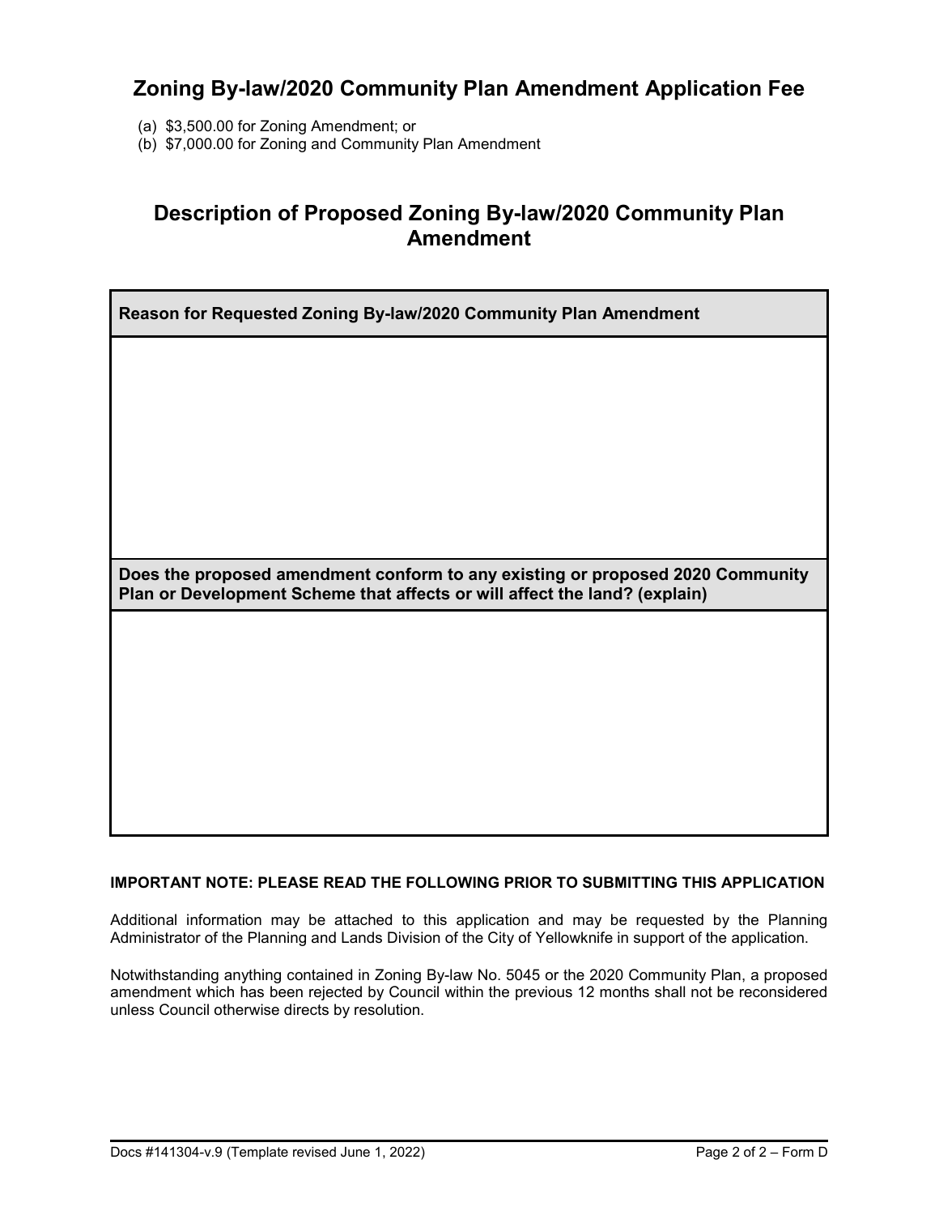## Zoning By-law/2020 Community Plan Amendment Application Fee

(a) $3,500.00 for Zoning Amendment; or
(b) $7,000.00 for Zoning and Community Plan Amendment

## Description of Proposed Zoning By-law/2020 Community Plan Amendment

| **Reason for Requested Zoning By-law/2020 Community Plan Amendment** |
| --- |
| |
| **Does the proposed amendment conform to any existing or proposed 2020 Community Plan or Development Scheme that affects or will affect the land? (explain)** |
| |

**IMPORTANT NOTE: PLEASE READ THE FOLLOWING PRIOR TO SUBMITTING THIS APPLICATION**

Additional information may be attached to this application and may be requested by the Planning Administrator of the Planning and Lands Division of the City of Yellowknife in support of the application.

Notwithstanding anything contained in Zoning By-law No. 5045 or the 2020 Community Plan, a proposed amendment which has been rejected by Council within the previous 12 months shall not be reconsidered unless Council otherwise directs by resolution.